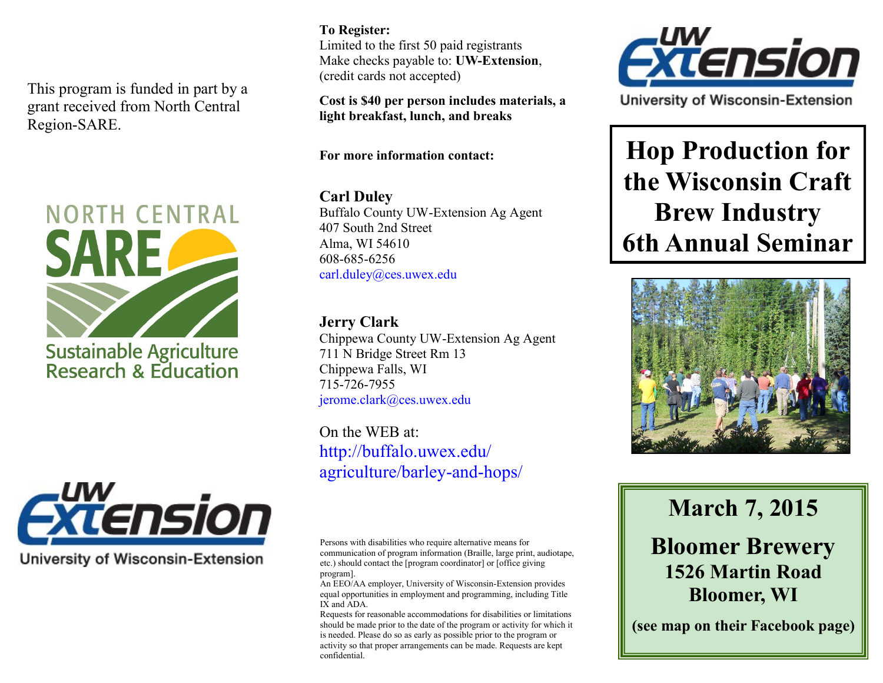This program is funded in part by a grant received from North Central Region-SARE.

NORTH CENTRAL SARE

Sustainable Agriculture Research & Education

UW Extension

University of Wisconsin-Extension

**To Register:**
Limited to the first 50 paid registrants
Make checks payable to: **UW-Extension**, (credit cards not accepted)

**Cost is $40 per person includes materials, a light breakfast, lunch, and breaks**

**For more information contact:**

**Carl Duley**
Buffalo County UW-Extension Ag Agent
407 South 2nd Street
Alma, WI 54610
608-685-6256
carl.duley@ces.uwex.edu

**Jerry Clark**
Chippewa County UW-Extension Ag Agent
711 N Bridge Street Rm 13
Chippewa Falls, WI
715-726-7955
jerome.clark@ces.uwex.edu

On the WEB at:
http://buffalo.uwex.edu/agriculture/barley-and-hops/

Persons with disabilities who require alternative means for communication of program information (Braille, large print, audiotape, etc.) should contact the [program coordinator] or [office giving program].
An EEO/AA employer, University of Wisconsin-Extension provides equal opportunities in employment and programming, including Title IX and ADA.
Requests for reasonable accommodations for disabilities or limitations should be made prior to the date of the program or activity for which it is needed. Please do so as early as possible prior to the program or activity so that proper arrangements can be made. Requests are kept confidential.

UW Extension

University of Wisconsin-Extension

# Hop Production for the Wisconsin Craft Brew Industry 6th Annual Seminar

## March 7, 2015

## Bloomer Brewery

### 1526 Martin Road
### Bloomer, WI

**(see map on their Facebook page)**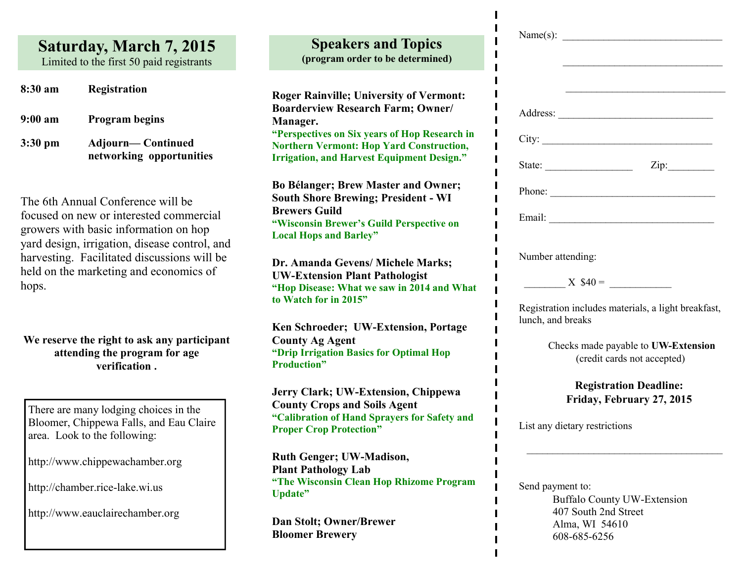## Saturday, March 7, 2015

Limited to the first 50 paid registrants

| | |
|---|---|
| **8:30 am** | **Registration** |
| **9:00 am** | **Program begins** |
| **3:30 pm** | **Adjourn— Continued networking opportunities** |

The 6th Annual Conference will be focused on new or interested commercial growers with basic information on hop yard design, irrigation, disease control, and harvesting. Facilitated discussions will be held on the marketing and economics of hops.

**We reserve the right to ask any participant attending the program for age verification .**

There are many lodging choices in the Bloomer, Chippewa Falls, and Eau Claire area. Look to the following:

http://www.chippewachamber.org

http://chamber.rice-lake.wi.us

http://www.eauclairechamber.org

## Speakers and Topics

**(program order to be determined)**

**Roger Rainville; University of Vermont: Boarderview Research Farm; Owner/ Manager.**
**"Perspectives on Six years of Hop Research in Northern Vermont: Hop Yard Construction, Irrigation, and Harvest Equipment Design."**

**Bo Bélanger; Brew Master and Owner; South Shore Brewing; President - WI Brewers Guild**
**"Wisconsin Brewer's Guild Perspective on Local Hops and Barley"**

**Dr. Amanda Gevens/ Michele Marks; UW-Extension Plant Pathologist**
**"Hop Disease: What we saw in 2014 and What to Watch for in 2015"**

**Ken Schroeder; UW-Extension, Portage County Ag Agent**
**"Drip Irrigation Basics for Optimal Hop Production"**

**Jerry Clark; UW-Extension, Chippewa County Crops and Soils Agent**
**"Calibration of Hand Sprayers for Safety and Proper Crop Protection"**

**Ruth Genger; UW-Madison, Plant Pathology Lab**
**"The Wisconsin Clean Hop Rhizome Program Update"**

**Dan Stolt; Owner/Brewer Bloomer Brewery**

Name(s): ______________________________

______________________________

______________________________

Address: ______________________________

City: ______________________________

State: ________________ Zip:_________

Phone: ______________________________

Email: ______________________________

Number attending:

________ X $40 = ____________

Registration includes materials, a light breakfast, lunch, and breaks

Checks made payable to **UW-Extension**
(credit cards not accepted)

**Registration Deadline:**
**Friday, February 27, 2015**

List any dietary restrictions

______________________________________

Send payment to:
Buffalo County UW-Extension
407 South 2nd Street
Alma, WI 54610
608-685-6256